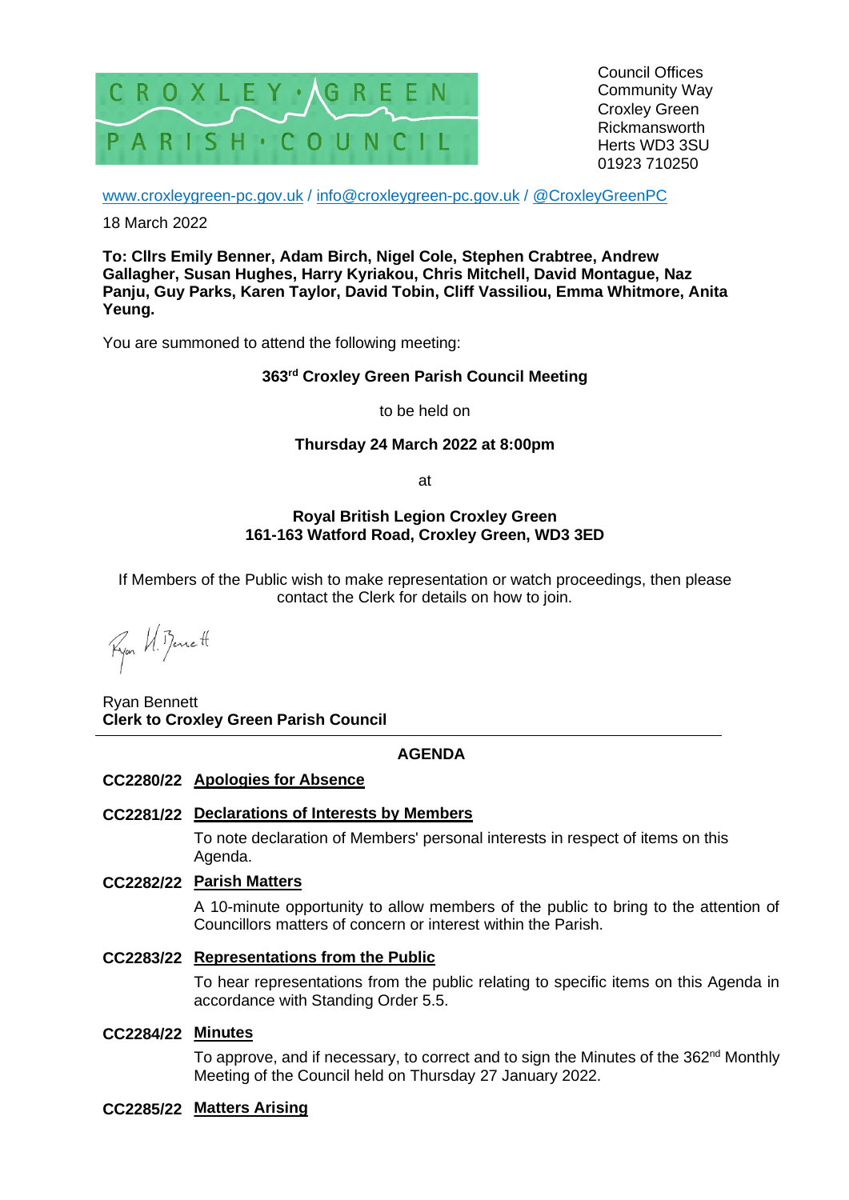CROXLEY · GREEN
PARISH · COUNCIL

Council Offices
Community Way
Croxley Green
Rickmansworth
Herts WD3 3SU
01923 710250

www.croxleygreen-pc.gov.uk / info@croxleygreen-pc.gov.uk / @CroxleyGreenPC

18 March 2022

**To: Cllrs Emily Benner, Adam Birch, Nigel Cole, Stephen Crabtree, Andrew Gallagher, Susan Hughes, Harry Kyriakou, Chris Mitchell, David Montague, Naz Panju, Guy Parks, Karen Taylor, David Tobin, Cliff Vassiliou, Emma Whitmore, Anita Yeung.**

You are summoned to attend the following meeting:

**363rd Croxley Green Parish Council Meeting**

to be held on

**Thursday 24 March 2022 at 8:00pm**

at

**Royal British Legion Croxley Green**
**161-163 Watford Road, Croxley Green, WD3 3ED**

If Members of the Public wish to make representation or watch proceedings, then please contact the Clerk for details on how to join.

Ryan H. Bennett

Ryan Bennett
**Clerk to Croxley Green Parish Council**

---

## AGENDA

**CC2280/22 Apologies for Absence**

**CC2281/22 Declarations of Interests by Members**

To note declaration of Members' personal interests in respect of items on this Agenda.

**CC2282/22 Parish Matters**

A 10-minute opportunity to allow members of the public to bring to the attention of Councillors matters of concern or interest within the Parish.

**CC2283/22 Representations from the Public**

To hear representations from the public relating to specific items on this Agenda in accordance with Standing Order 5.5.

**CC2284/22 Minutes**

To approve, and if necessary, to correct and to sign the Minutes of the 362nd Monthly Meeting of the Council held on Thursday 27 January 2022.

**CC2285/22 Matters Arising**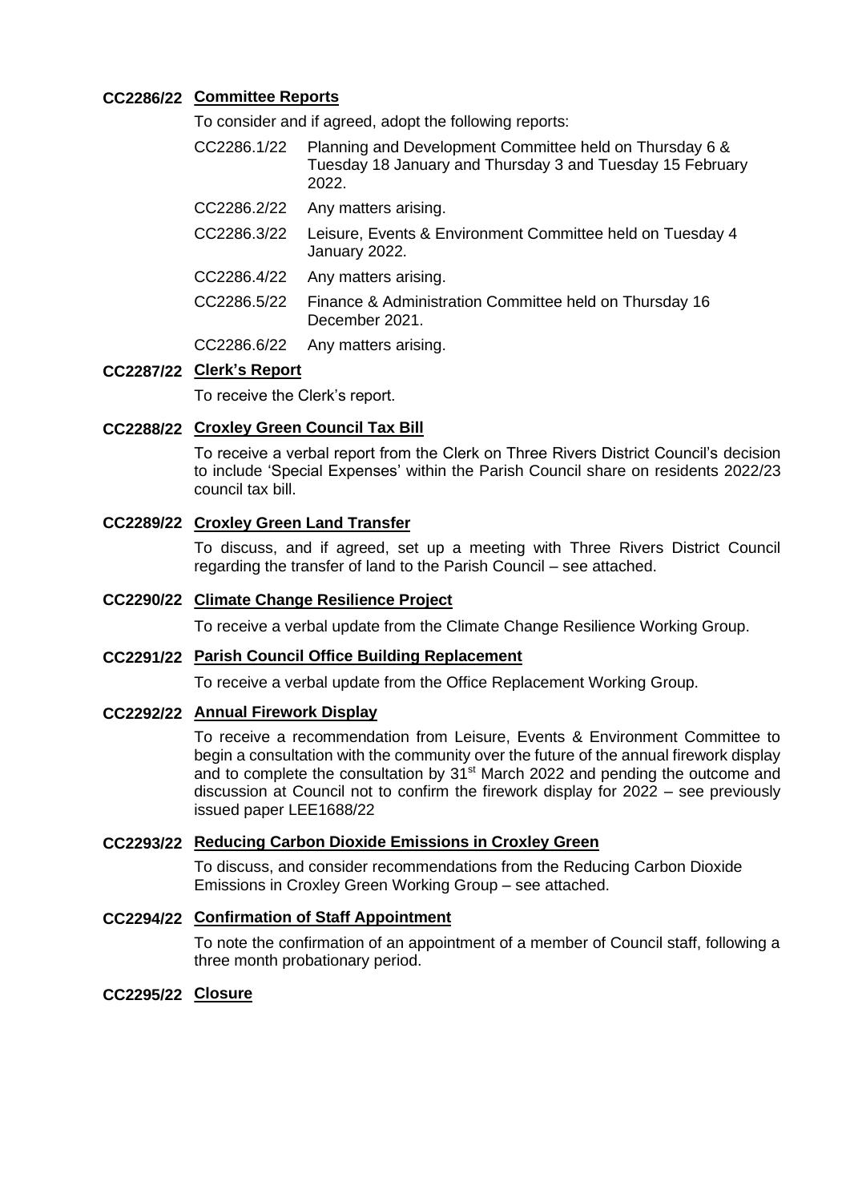**CC2286/22 Committee Reports**

To consider and if agreed, adopt the following reports:

CC2286.1/22 Planning and Development Committee held on Thursday 6 & Tuesday 18 January and Thursday 3 and Tuesday 15 February 2022.

CC2286.2/22 Any matters arising.

CC2286.3/22 Leisure, Events & Environment Committee held on Tuesday 4 January 2022.

CC2286.4/22 Any matters arising.

CC2286.5/22 Finance & Administration Committee held on Thursday 16 December 2021.

CC2286.6/22 Any matters arising.

**CC2287/22 Clerk's Report**

To receive the Clerk's report.

**CC2288/22 Croxley Green Council Tax Bill**

To receive a verbal report from the Clerk on Three Rivers District Council's decision to include 'Special Expenses' within the Parish Council share on residents 2022/23 council tax bill.

**CC2289/22 Croxley Green Land Transfer**

To discuss, and if agreed, set up a meeting with Three Rivers District Council regarding the transfer of land to the Parish Council – see attached.

**CC2290/22 Climate Change Resilience Project**

To receive a verbal update from the Climate Change Resilience Working Group.

**CC2291/22 Parish Council Office Building Replacement**

To receive a verbal update from the Office Replacement Working Group.

**CC2292/22 Annual Firework Display**

To receive a recommendation from Leisure, Events & Environment Committee to begin a consultation with the community over the future of the annual firework display and to complete the consultation by 31st March 2022 and pending the outcome and discussion at Council not to confirm the firework display for 2022 – see previously issued paper LEE1688/22

**CC2293/22 Reducing Carbon Dioxide Emissions in Croxley Green**

To discuss, and consider recommendations from the Reducing Carbon Dioxide Emissions in Croxley Green Working Group – see attached.

**CC2294/22 Confirmation of Staff Appointment**

To note the confirmation of an appointment of a member of Council staff, following a three month probationary period.

**CC2295/22 Closure**